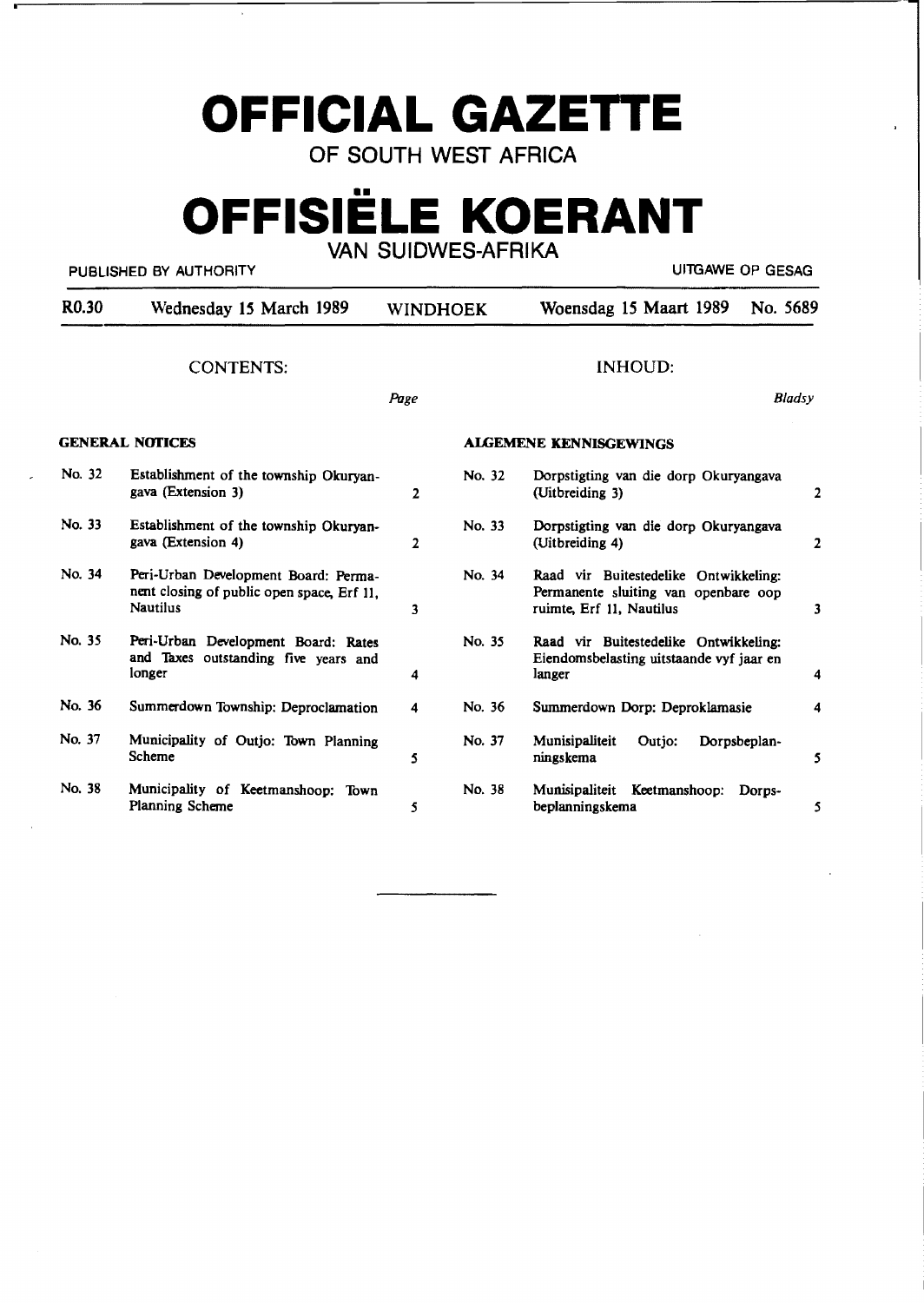# OFFICIAL GAZETTE

## OF SOUTH WEST AFRICA

# OFFISIËLE KOERANT

## VAN SUIDWES-AFRIKA

PUBLISHED BY AUTHORITY — UITGAWE OP GESAG

R0.30 — Wednesday 15 March 1989 — WINDHOEK — Woensdag 15 Maart 1989 — No. 5689

| CONTENTS: | | Page | INHOUD: | | Bladsy |
|---|---|---|---|---|---|
| **GENERAL NOTICES** | | | **ALGEMENE KENNISGEWINGS** | | |
| No. 32 | Establishment of the township Okuryangava (Extension 3) | 2 | No. 32 | Dorpstigting van die dorp Okuryangava (Uitbreiding 3) | 2 |
| No. 33 | Establishment of the township Okuryangava (Extension 4) | 2 | No. 33 | Dorpstigting van die dorp Okuryangava (Uitbreiding 4) | 2 |
| No. 34 | Peri-Urban Development Board: Permanent closing of public open space, Erf 11, Nautilus | 3 | No. 34 | Raad vir Buitestedelike Ontwikkeling: Permanente sluiting van openbare oop ruimte, Erf 11, Nautilus | 3 |
| No. 35 | Peri-Urban Development Board: Rates and Taxes outstanding five years and longer | 4 | No. 35 | Raad vir Buitestedelike Ontwikkeling: Eiendomsbelasting uitstaande vyf jaar en langer | 4 |
| No. 36 | Summerdown Township: Deproclamation | 4 | No. 36 | Summerdown Dorp: Deproklamasie | 4 |
| No. 37 | Municipality of Outjo: Town Planning Scheme | 5 | No. 37 | Munisipaliteit Outjo: Dorpsbeplanningskema | 5 |
| No. 38 | Municipality of Keetmanshoop: Town Planning Scheme | 5 | No. 38 | Munisipaliteit Keetmanshoop: Dorpsbeplanningskema | 5 |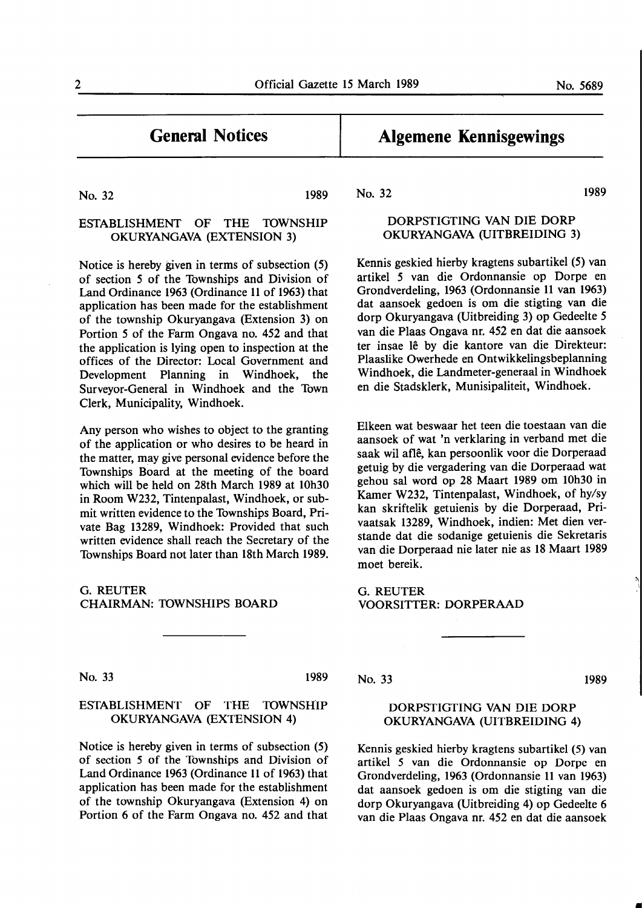# General Notices

No. 32 1989

## ESTABLISHMENT OF THE TOWNSHIP OKURYANGAVA (EXTENSION 3)

Notice is hereby given in terms of subsection (5) of section 5 of the Townships and Division of Land Ordinance 1963 (Ordinance 11 of 1963) that application has been made for the establishment of the township Okuryangava (Extension 3) on Portion 5 of the Farm Ongava no. 452 and that the application is lying open to inspection at the offices of the Director: Local Government and Development Planning in Windhoek, the Surveyor-General in Windhoek and the Town Clerk, Municipality, Windhoek.

Any person who wishes to object to the granting of the application or who desires to be heard in the matter, may give personal evidence before the Townships Board at the meeting of the board which will be held on 28th March 1989 at 10h30 in Room W232, Tintenpalast, Windhoek, or submit written evidence to the Townships Board, Private Bag 13289, Windhoek: Provided that such written evidence shall reach the Secretary of the Townships Board not later than 18th March 1989.

G. REUTER
CHAIRMAN: TOWNSHIPS BOARD

No. 33 1989

## ESTABLISHMENT OF THE TOWNSHIP OKURYANGAVA (EXTENSION 4)

Notice is hereby given in terms of subsection (5) of section 5 of the Townships and Division of Land Ordinance 1963 (Ordinance 11 of 1963) that application has been made for the establishment of the township Okuryangava (Extension 4) on Portion 6 of the Farm Ongava no. 452 and that

# Algemene Kennisgewings

No. 32 1989

## DORPSTIGTING VAN DIE DORP OKURYANGAVA (UITBREIDING 3)

Kennis geskied hierby kragtens subartikel (5) van artikel 5 van die Ordonnansie op Dorpe en Grondverdeling, 1963 (Ordonnansie 11 van 1963) dat aansoek gedoen is om die stigting van die dorp Okuryangava (Uitbreiding 3) op Gedeelte 5 van die Plaas Ongava nr. 452 en dat die aansoek ter insae lê by die kantore van die Direkteur: Plaaslike Owerhede en Ontwikkelingsbeplanning Windhoek, die Landmeter-generaal in Windhoek en die Stadsklerk, Munisipaliteit, Windhoek.

Elkeen wat beswaar het teen die toestaan van die aansoek of wat 'n verklaring in verband met die saak wil aflê, kan persoonlik voor die Dorperaad getuig by die vergadering van die Dorperaad wat gehou sal word op 28 Maart 1989 om 10h30 in Kamer W232, Tintenpalast, Windhoek, of hy/sy kan skriftelik getuienis by die Dorperaad, Privaatsak 13289, Windhoek, indien: Met dien verstande dat die sodanige getuienis die Sekretaris van die Dorperaad nie later nie as 18 Maart 1989 moet bereik.

G. REUTER
VOORSITTER: DORPERAAD

No. 33 1989

## DORPSTIGTING VAN DIE DORP OKURYANGAVA (UITBREIDING 4)

Kennis geskied hierby kragtens subartikel (5) van artikel 5 van die Ordonnansie op Dorpe en Grondverdeling, 1963 (Ordonnansie 11 van 1963) dat aansoek gedoen is om die stigting van die dorp Okuryangava (Uitbreiding 4) op Gedeelte 6 van die Plaas Ongava nr. 452 en dat die aansoek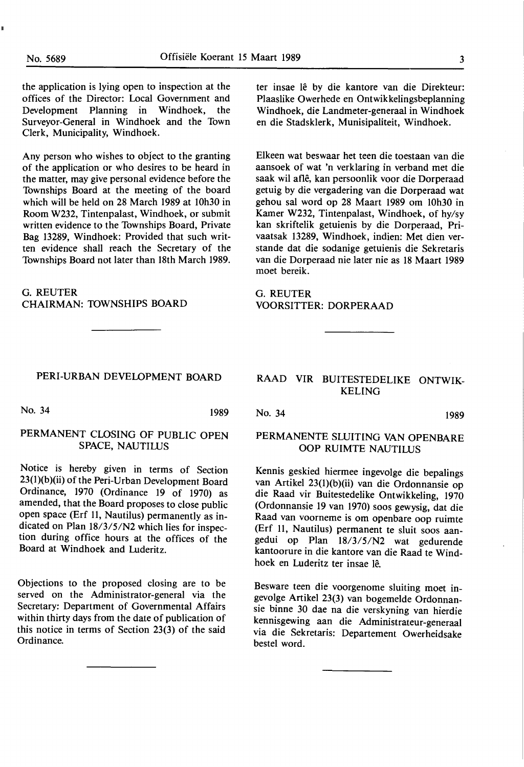the application is lying open to inspection at the offices of the Director: Local Government and Development Planning in Windhoek, the Surveyor-General in Windhoek and the Town Clerk, Municipality, Windhoek.

Any person who wishes to object to the granting of the application or who desires to be heard in the matter, may give personal evidence before the Townships Board at the meeting of the board which will be held on 28 March 1989 at 10h30 in Room W232, Tintenpalast, Windhoek, or submit written evidence to the Townships Board, Private Bag 13289, Windhoek: Provided that such written evidence shall reach the Secretary of the Townships Board not later than 18th March 1989.

G. REUTER
CHAIRMAN: TOWNSHIPS BOARD

ter insae lê by die kantore van die Direkteur: Plaaslike Owerhede en Ontwikkelingsbeplanning Windhoek, die Landmeter-generaal in Windhoek en die Stadsklerk, Munisipaliteit, Windhoek.

Elkeen wat beswaar het teen die toestaan van die aansoek of wat 'n verklaring in verband met die saak wil aflê, kan persoonlik voor die Dorperaad getuig by die vergadering van die Dorperaad wat gehou sal word op 28 Maart 1989 om 10h30 in Kamer W232, Tintenpalast, Windhoek, of hy/sy kan skriftelik getuienis by die Dorperaad, Privaatsak 13289, Windhoek, indien: Met dien verstande dat die sodanige getuienis die Sekretaris van die Dorperaad nie later nie as 18 Maart 1989 moet bereik.

G. REUTER
VOORSITTER: DORPERAAD

---

## PERI-URBAN DEVELOPMENT BOARD

No. 34 1989

### PERMANENT CLOSING OF PUBLIC OPEN SPACE, NAUTILUS

Notice is hereby given in terms of Section 23(1)(b)(ii) of the Peri-Urban Development Board Ordinance, 1970 (Ordinance 19 of 1970) as amended, that the Board proposes to close public open space (Erf 11, Nautilus) permanently as indicated on Plan 18/3/5/N2 which lies for inspection during office hours at the offices of the Board at Windhoek and Luderitz.

Objections to the proposed closing are to be served on the Administrator-general via the Secretary: Department of Governmental Affairs within thirty days from the date of publication of this notice in terms of Section 23(3) of the said Ordinance.

## RAAD VIR BUITESTEDELIKE ONTWIKKELING

No. 34 1989

### PERMANENTE SLUITING VAN OPENBARE OOP RUIMTE NAUTILUS

Kennis geskied hiermee ingevolge die bepalings van Artikel 23(1)(b)(ii) van die Ordonnansie op die Raad vir Buitestedelike Ontwikkeling, 1970 (Ordonnansie 19 van 1970) soos gewysig, dat die Raad van voorneme is om openbare oop ruimte (Erf 11, Nautilus) permanent te sluit soos aangedui op Plan 18/3/5/N2 wat gedurende kantoorure in die kantore van die Raad te Windhoek en Luderitz ter insae lê.

Besware teen die voorgenome sluiting moet ingevolge Artikel 23(3) van bogemelde Ordonnansie binne 30 dae na die verskyning van hierdie kennisgewing aan die Administrateur-generaal via die Sekretaris: Departement Owerheidsake bestel word.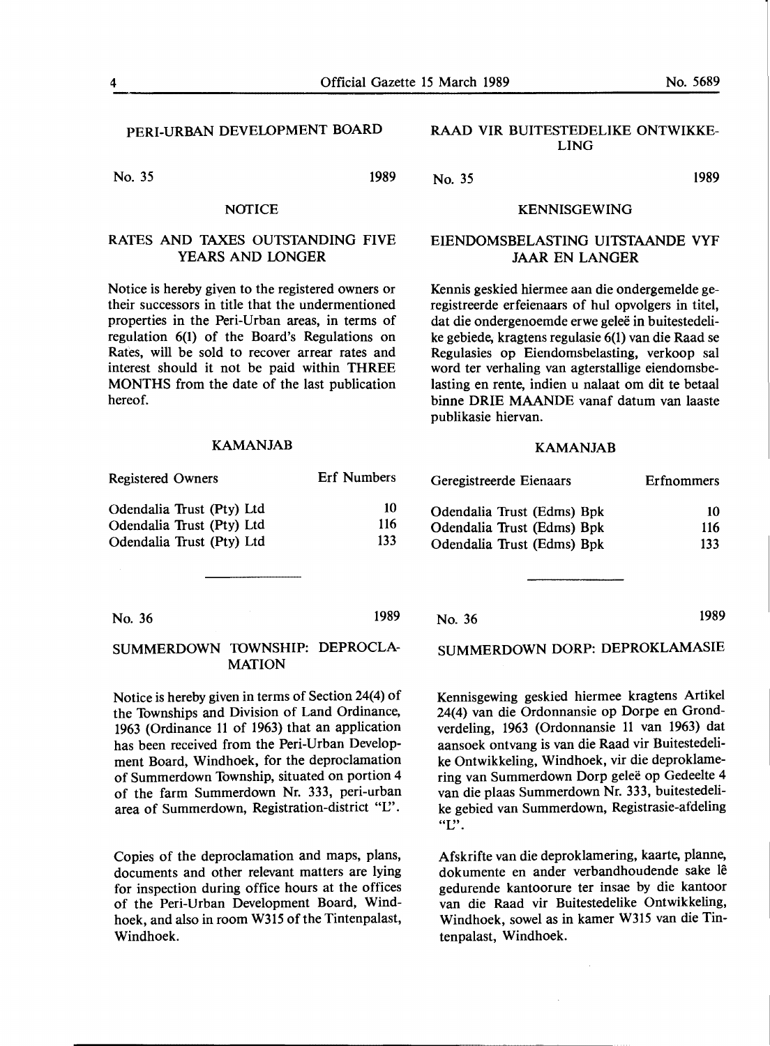## PERI-URBAN DEVELOPMENT BOARD

No. 35 1989

### NOTICE

### RATES AND TAXES OUTSTANDING FIVE YEARS AND LONGER

Notice is hereby given to the registered owners or their successors in title that the undermentioned properties in the Peri-Urban areas, in terms of regulation 6(1) of the Board's Regulations on Rates, will be sold to recover arrear rates and interest should it not be paid within THREE MONTHS from the date of the last publication hereof.

#### KAMANJAB

| Registered Owners | Erf Numbers |
|---|---|
| Odendalia Trust (Pty) Ltd | 10 |
| Odendalia Trust (Pty) Ltd | 116 |
| Odendalia Trust (Pty) Ltd | 133 |

---

No. 36 1989

### SUMMERDOWN TOWNSHIP: DEPROCLAMATION

Notice is hereby given in terms of Section 24(4) of the Townships and Division of Land Ordinance, 1963 (Ordinance 11 of 1963) that an application has been received from the Peri-Urban Development Board, Windhoek, for the deproclamation of Summerdown Township, situated on portion 4 of the farm Summerdown Nr. 333, peri-urban area of Summerdown, Registration-district "L".

Copies of the deproclamation and maps, plans, documents and other relevant matters are lying for inspection during office hours at the offices of the Peri-Urban Development Board, Windhoek, and also in room W315 of the Tintenpalast, Windhoek.

## RAAD VIR BUITESTEDELIKE ONTWIKKELING

No. 35 1989

### KENNISGEWING

### EIENDOMSBELASTING UITSTAANDE VYF JAAR EN LANGER

Kennis geskied hiermee aan die ondergemelde geregistreerde erfeienaars of hul opvolgers in titel, dat die ondergenoemde erwe geleë in buitestedelike gebiede, kragtens regulasie 6(1) van die Raad se Regulasies op Eiendomsbelasting, verkoop sal word ter verhaling van agterstallige eiendomsbelasting en rente, indien u nalaat om dit te betaal binne DRIE MAANDE vanaf datum van laaste publikasie hiervan.

#### KAMANJAB

| Geregistreerde Eienaars | Erfnommers |
|---|---|
| Odendalia Trust (Edms) Bpk | 10 |
| Odendalia Trust (Edms) Bpk | 116 |
| Odendalia Trust (Edms) Bpk | 133 |

---

No. 36 1989

### SUMMERDOWN DORP: DEPROKLAMASIE

Kennisgewing geskied hiermee kragtens Artikel 24(4) van die Ordonnansie op Dorpe en Grondverdeling, 1963 (Ordonnansie 11 van 1963) dat aansoek ontvang is van die Raad vir Buitestedelike Ontwikkeling, Windhoek, vir die deproklamering van Summerdown Dorp geleë op Gedeelte 4 van die plaas Summerdown Nr. 333, buitestedelike gebied van Summerdown, Registrasie-afdeling "L".

Afskrifte van die deproklamering, kaarte, planne, dokumente en ander verbandhoudende sake lê gedurende kantoorure ter insae by die kantoor van die Raad vir Buitestedelike Ontwikkeling, Windhoek, sowel as in kamer W315 van die Tintenpalast, Windhoek.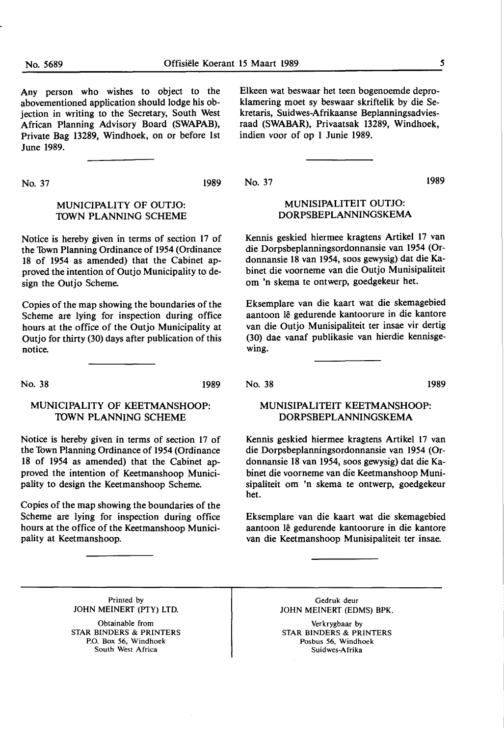Any person who wishes to object to the abovementioned application should lodge his objection in writing to the Secretary, South West African Planning Advisory Board (SWAPAB), Private Bag 13289, Windhoek, on or before 1st June 1989.

Elkeen wat beswaar het teen bogenoemde deproklamering moet sy beswaar skriftelik by die Sekretaris, Suidwes-Afrikaanse Beplanningsadviesraad (SWABAR), Privaatsak 13289, Windhoek, indien voor of op 1 Junie 1989.

---

No. 37 1989

## MUNICIPALITY OF OUTJO: TOWN PLANNING SCHEME

Notice is hereby given in terms of section 17 of the Town Planning Ordinance of 1954 (Ordinance 18 of 1954 as amended) that the Cabinet approved the intention of Outjo Municipality to design the Outjo Scheme.

Copies of the map showing the boundaries of the Scheme are lying for inspection during office hours at the office of the Outjo Municipality at Outjo for thirty (30) days after publication of this notice.

No. 37 1989

## MUNISIPALITEIT OUTJO: DORPSBEPLANNINGSKEMA

Kennis geskied hiermee kragtens Artikel 17 van die Dorpsbeplanningsordonnansie van 1954 (Ordonnansie 18 van 1954, soos gewysig) dat die Kabinet die voorneme van die Outjo Munisipaliteit om 'n skema te ontwerp, goedgekeur het.

Eksemplare van die kaart wat die skemagebied aantoon lê gedurende kantoorure in die kantore van die Outjo Munisipaliteit ter insae vir dertig (30) dae vanaf publikasie van hierdie kennisgewing.

---

No. 38 1989

## MUNICIPALITY OF KEETMANSHOOP: TOWN PLANNING SCHEME

Notice is hereby given in terms of section 17 of the Town Planning Ordinance of 1954 (Ordinance 18 of 1954 as amended) that the Cabinet approved the intention of Keetmanshoop Municipality to design the Keetmanshoop Scheme.

Copies of the map showing the boundaries of the Scheme are lying for inspection during office hours at the office of the Keetmanshoop Municipality at Keetmanshoop.

No. 38 1989

## MUNISIPALITEIT KEETMANSHOOP: DORPSBEPLANNINGSKEMA

Kennis geskied hiermee kragtens Artikel 17 van die Dorpsbeplanningsordonnansie van 1954 (Ordonnansie 18 van 1954, soos gewysig) dat die Kabinet die voorneme van die Keetmanshoop Munisipaliteit om 'n skema te ontwerp, goedgekeur het.

Eksemplare van die kaart wat die skemagebied aantoon lê gedurende kantoorure in die kantore van die Keetmanshoop Munisipaliteit ter insae.

---

Printed by
JOHN MEINERT (PTY) LTD.
Obtainable from
STAR BINDERS & PRINTERS
P.O. Box 56, Windhoek
South West Africa

Gedruk deur
JOHN MEINERT (EDMS) BPK.
Verkrygbaar by
STAR BINDERS & PRINTERS
Posbus 56, Windhoek
Suidwes-Afrika